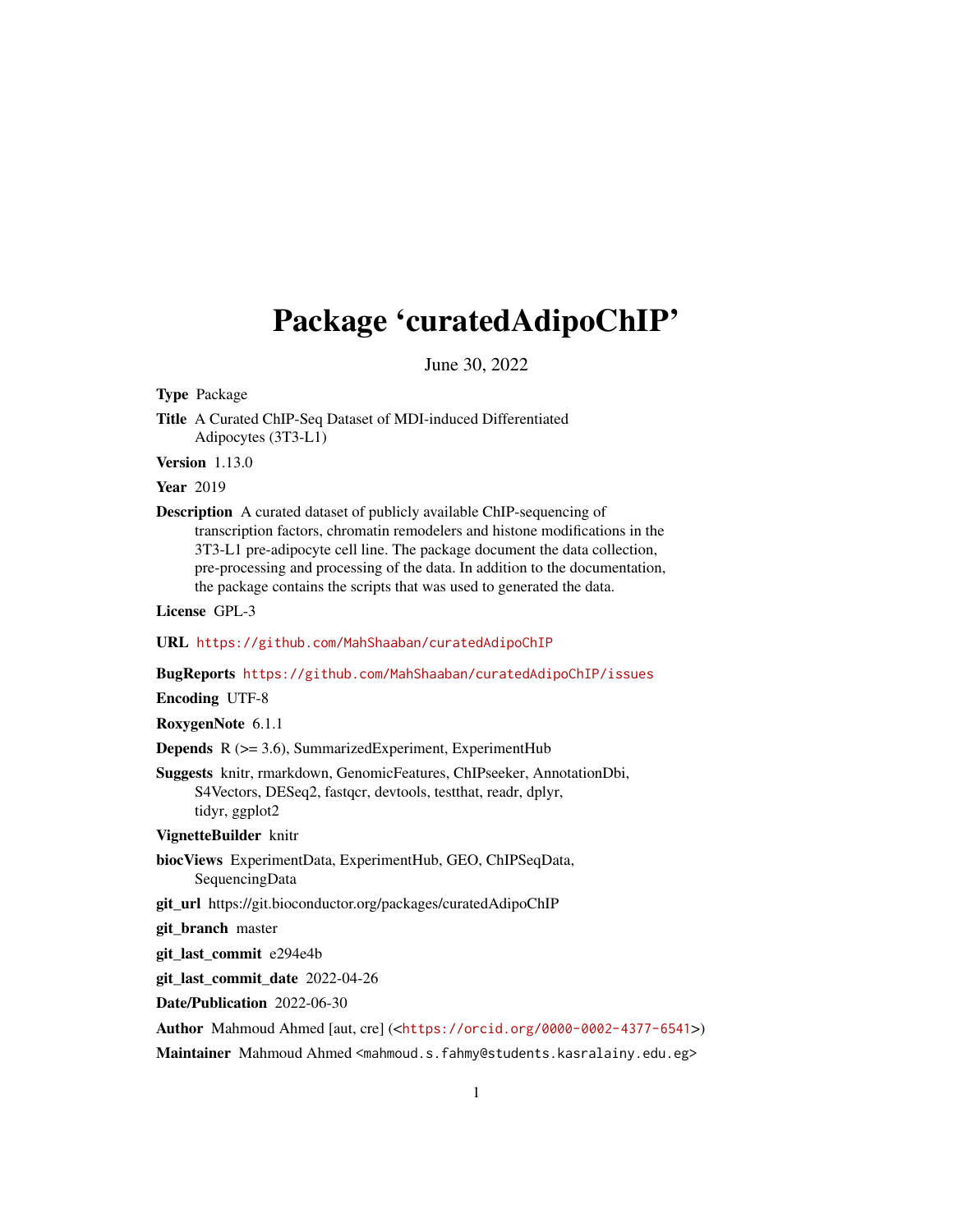# Package 'curatedAdipoChIP'

June 30, 2022

**Type** Package

**Title** A Curated ChIP-Seq Dataset of MDI-induced Differentiated Adipocytes (3T3-L1)

**Version** 1.13.0

**Year** 2019

**Description** A curated dataset of publicly available ChIP-sequencing of transcription factors, chromatin remodelers and histone modifications in the 3T3-L1 pre-adipocyte cell line. The package document the data collection, pre-processing and processing of the data. In addition to the documentation, the package contains the scripts that was used to generated the data.

**License** GPL-3

**URL** https://github.com/MahShaaban/curatedAdipoChIP

**BugReports** https://github.com/MahShaaban/curatedAdipoChIP/issues

**Encoding** UTF-8

**RoxygenNote** 6.1.1

**Depends** R (>= 3.6), SummarizedExperiment, ExperimentHub

**Suggests** knitr, rmarkdown, GenomicFeatures, ChIPseeker, AnnotationDbi, S4Vectors, DESeq2, fastqcr, devtools, testthat, readr, dplyr, tidyr, ggplot2

**VignetteBuilder** knitr

**biocViews** ExperimentData, ExperimentHub, GEO, ChIPSeqData, SequencingData

**git_url** https://git.bioconductor.org/packages/curatedAdipoChIP

**git_branch** master

**git_last_commit** e294e4b

**git_last_commit_date** 2022-04-26

**Date/Publication** 2022-06-30

**Author** Mahmoud Ahmed [aut, cre] (<https://orcid.org/0000-0002-4377-6541>)

**Maintainer** Mahmoud Ahmed <mahmoud.s.fahmy@students.kasralainy.edu.eg>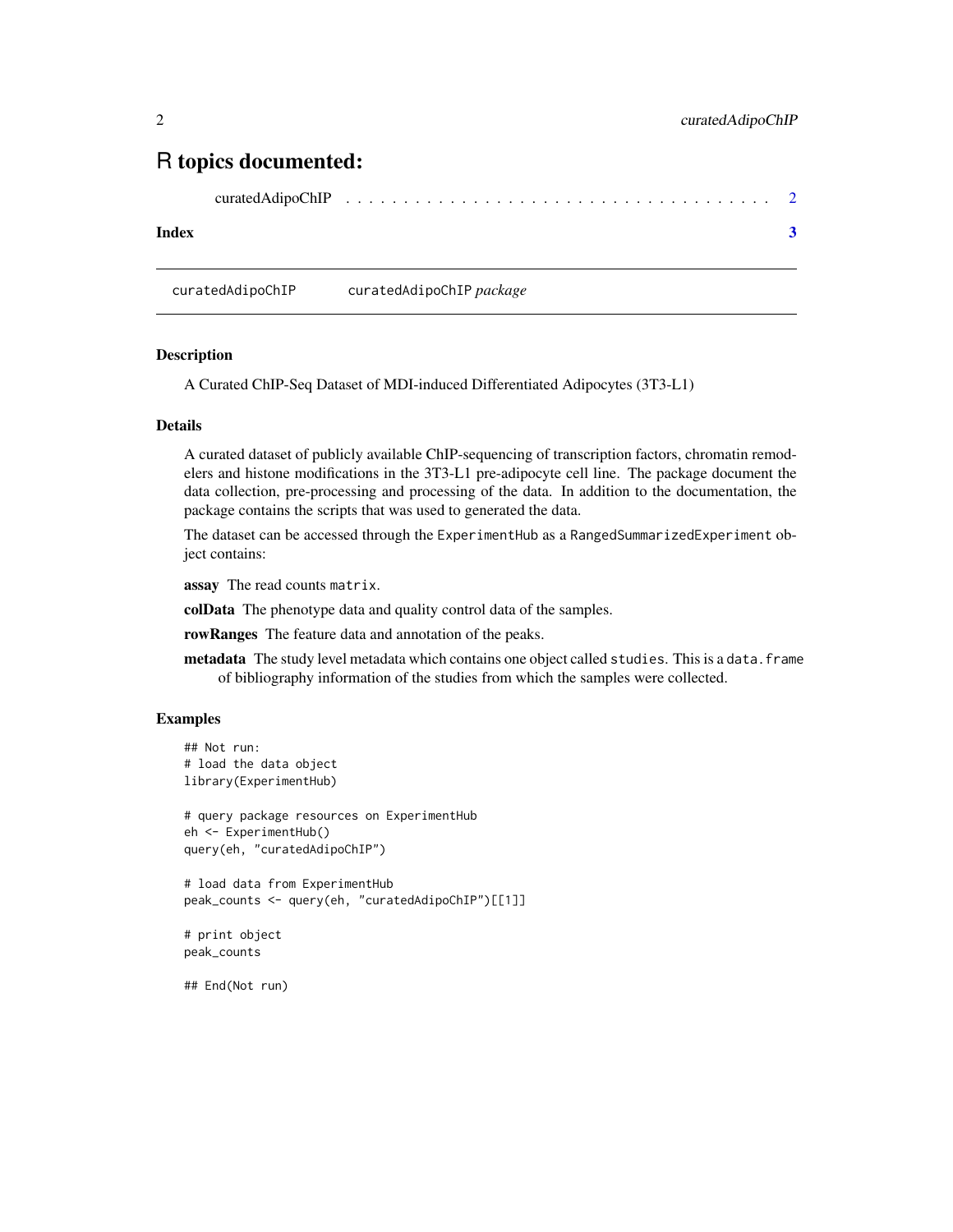# R topics documented:

curatedAdipoChIP . . . . . . . . . . . . . . . . . . . . . . . . . . . . . . . . . . . 2

**Index** **3**

---

curatedAdipoChIP    curatedAdipoChIP *package*

---

## Description

A Curated ChIP-Seq Dataset of MDI-induced Differentiated Adipocytes (3T3-L1)

## Details

A curated dataset of publicly available ChIP-sequencing of transcription factors, chromatin remodelers and histone modifications in the 3T3-L1 pre-adipocyte cell line. The package document the data collection, pre-processing and processing of the data. In addition to the documentation, the package contains the scripts that was used to generated the data.

The dataset can be accessed through the `ExperimentHub` as a `RangedSummarizedExperiment` object contains:

**assay** The read counts `matrix`.

**colData** The phenotype data and quality control data of the samples.

**rowRanges** The feature data and annotation of the peaks.

**metadata** The study level metadata which contains one object called `studies`. This is a `data.frame` of bibliography information of the studies from which the samples were collected.

## Examples

```
## Not run:
# load the data object
library(ExperimentHub)

# query package resources on ExperimentHub
eh <- ExperimentHub()
query(eh, "curatedAdipoChIP")

# load data from ExperimentHub
peak_counts <- query(eh, "curatedAdipoChIP")[[1]]

# print object
peak_counts

## End(Not run)
```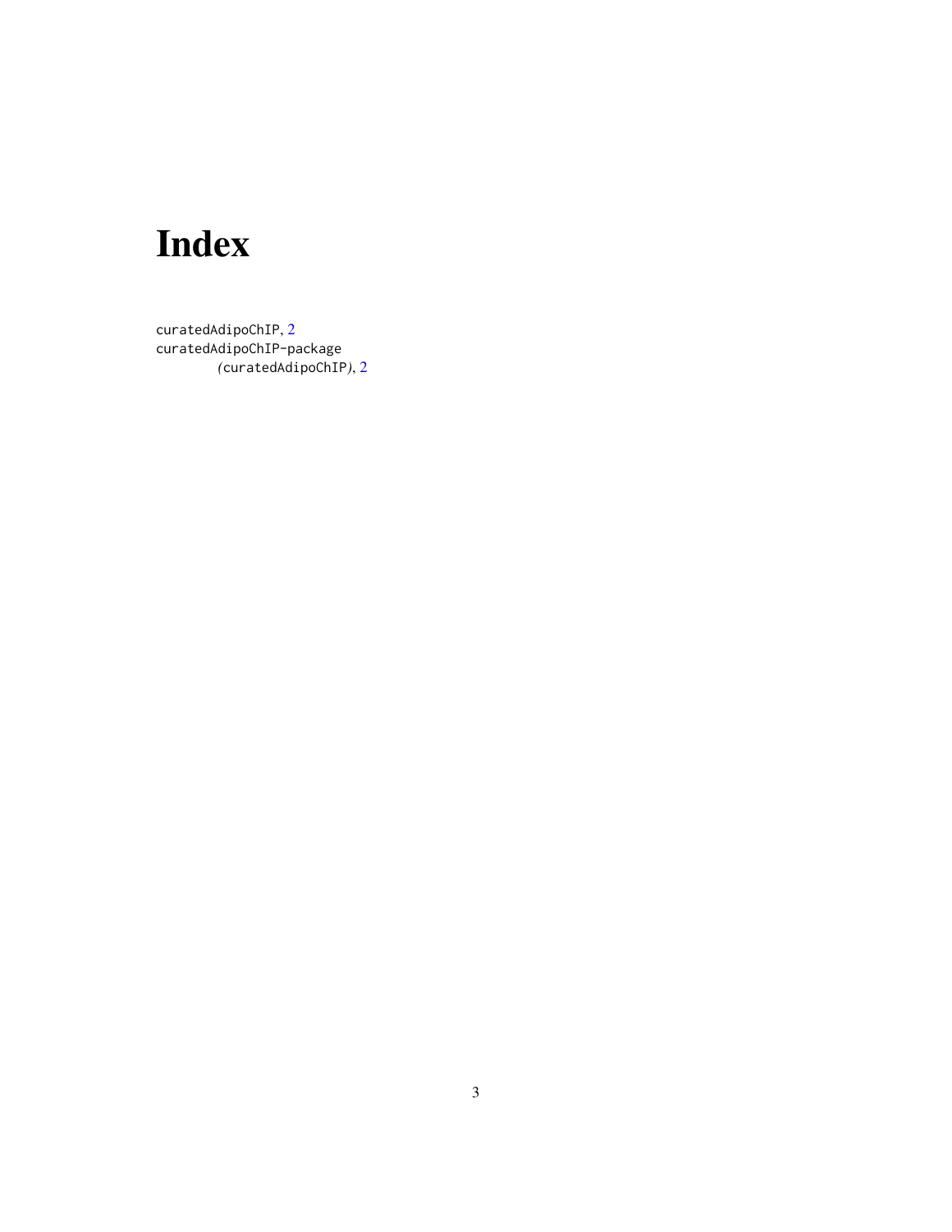# Index

curatedAdipoChIP, 2
curatedAdipoChIP-package
(curatedAdipoChIP), 2